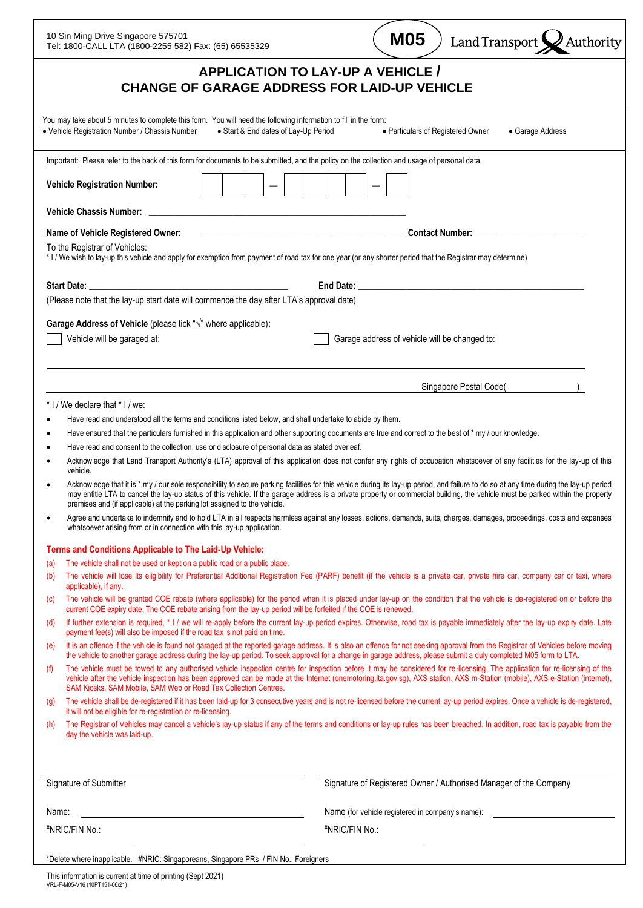10 Sin Ming Drive Singapore 575701
Tel: 1800-CALL LTA (1800-2255 582) Fax: (65) 65535329

**M05** Land Transport Authority

# APPLICATION TO LAY-UP A VEHICLE / CHANGE OF GARAGE ADDRESS FOR LAID-UP VEHICLE

You may take about 5 minutes to complete this form. You will need the following information to fill in the form:

- Vehicle Registration Number / Chassis Number
- Start & End dates of Lay-Up Period
- Particulars of Registered Owner
- Garage Address

Important: Please refer to the back of this form for documents to be submitted, and the policy on the collection and usage of personal data.

**Vehicle Registration Number:** ☐☐☐ – ☐☐☐☐ – ☐

**Vehicle Chassis Number:** ______________________________

**Name of Vehicle Registered Owner:** ______________________________ **Contact Number:** ______________________

To the Registrar of Vehicles:
\* I / We wish to lay-up this vehicle and apply for exemption from payment of road tax for one year (or any shorter period that the Registrar may determine)

**Start Date:** ______________________________ **End Date:** ______________________________

(Please note that the lay-up start date will commence the day after LTA's approval date)

**Garage Address of Vehicle** (please tick "√" where applicable)**:**

☐ Vehicle will be garaged at: ☐ Garage address of vehicle will be changed to:

______________________________________________________________________________

______________________________________________________________ Singapore Postal Code( __________ )

\* I / We declare that \* I / we:

- Have read and understood all the terms and conditions listed below, and shall undertake to abide by them.
- Have ensured that the particulars furnished in this application and other supporting documents are true and correct to the best of \* my / our knowledge.
- Have read and consent to the collection, use or disclosure of personal data as stated overleaf.
- Acknowledge that Land Transport Authority's (LTA) approval of this application does not confer any rights of occupation whatsoever of any facilities for the lay-up of this vehicle.
- Acknowledge that it is \* my / our sole responsibility to secure parking facilities for this vehicle during its lay-up period, and failure to do so at any time during the lay-up period may entitle LTA to cancel the lay-up status of this vehicle. If the garage address is a private property or commercial building, the vehicle must be parked within the property premises and (if applicable) at the parking lot assigned to the vehicle.
- Agree and undertake to indemnify and to hold LTA in all respects harmless against any losses, actions, demands, suits, charges, damages, proceedings, costs and expenses whatsoever arising from or in connection with this lay-up application.

**Terms and Conditions Applicable to The Laid-Up Vehicle:**

(a) The vehicle shall not be used or kept on a public road or a public place.

(b) The vehicle will lose its eligibility for Preferential Additional Registration Fee (PARF) benefit (if the vehicle is a private car, private hire car, company car or taxi, where applicable), if any.

(c) The vehicle will be granted COE rebate (where applicable) for the period when it is placed under lay-up on the condition that the vehicle is de-registered on or before the current COE expiry date. The COE rebate arising from the lay-up period will be forfeited if the COE is renewed.

(d) If further extension is required, \* I / we will re-apply before the current lay-up period expires. Otherwise, road tax is payable immediately after the lay-up expiry date. Late payment fee(s) will also be imposed if the road tax is not paid on time.

(e) It is an offence if the vehicle is found not garaged at the reported garage address. It is also an offence for not seeking approval from the Registrar of Vehicles before moving the vehicle to another garage address during the lay-up period. To seek approval for a change in garage address, please submit a duly completed M05 form to LTA.

(f) The vehicle must be towed to any authorised vehicle inspection centre for inspection before it may be considered for re-licensing. The application for re-licensing of the vehicle after the vehicle inspection has been approved can be made at the Internet (onemotoring.lta.gov.sg), AXS station, AXS m-Station (mobile), AXS e-Station (internet), SAM Kiosks, SAM Mobile, SAM Web or Road Tax Collection Centres.

(g) The vehicle shall be de-registered if it has been laid-up for 3 consecutive years and is not re-licensed before the current lay-up period expires. Once a vehicle is de-registered, it will not be eligible for re-registration or re-licensing.

(h) The Registrar of Vehicles may cancel a vehicle's lay-up status if any of the terms and conditions or lay-up rules has been breached. In addition, road tax is payable from the day the vehicle was laid-up.

| Signature of Submitter | Signature of Registered Owner / Authorised Manager of the Company |
|---|---|
| Name: ______________________ | Name (for vehicle registered in company's name): ______________________ |
| #NRIC/FIN No.: ______________________ | #NRIC/FIN No.: ______________________ |

\*Delete where inapplicable. #NRIC: Singaporeans, Singapore PRs / FIN No.: Foreigners

This information is current at time of printing (Sept 2021)
VRL-F-M05-V16 (10PT151-06/21)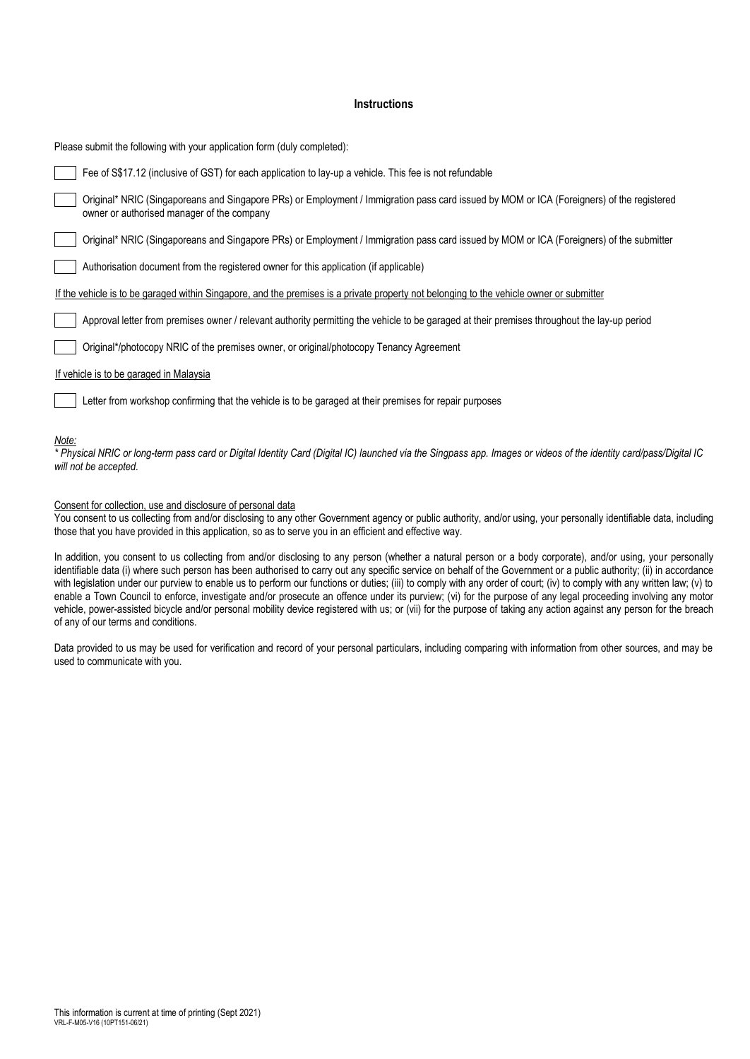## Instructions

Please submit the following with your application form (duly completed):

- [ ] Fee of S$17.12 (inclusive of GST) for each application to lay-up a vehicle. This fee is not refundable
- [ ] Original* NRIC (Singaporeans and Singapore PRs) or Employment / Immigration pass card issued by MOM or ICA (Foreigners) of the registered owner or authorised manager of the company
- [ ] Original* NRIC (Singaporeans and Singapore PRs) or Employment / Immigration pass card issued by MOM or ICA (Foreigners) of the submitter
- [ ] Authorisation document from the registered owner for this application (if applicable)

<u>If the vehicle is to be garaged within Singapore, and the premises is a private property not belonging to the vehicle owner or submitter</u>

- [ ] Approval letter from premises owner / relevant authority permitting the vehicle to be garaged at their premises throughout the lay-up period
- [ ] Original*/photocopy NRIC of the premises owner, or original/photocopy Tenancy Agreement

<u>If vehicle is to be garaged in Malaysia</u>

- [ ] Letter from workshop confirming that the vehicle is to be garaged at their premises for repair purposes

*<u>Note:</u>*
*\* Physical NRIC or long-term pass card or Digital Identity Card (Digital IC) launched via the Singpass app. Images or videos of the identity card/pass/Digital IC will not be accepted.*

<u>Consent for collection, use and disclosure of personal data</u>
You consent to us collecting from and/or disclosing to any other Government agency or public authority, and/or using, your personally identifiable data, including those that you have provided in this application, so as to serve you in an efficient and effective way.

In addition, you consent to us collecting from and/or disclosing to any person (whether a natural person or a body corporate), and/or using, your personally identifiable data (i) where such person has been authorised to carry out any specific service on behalf of the Government or a public authority; (ii) in accordance with legislation under our purview to enable us to perform our functions or duties; (iii) to comply with any order of court; (iv) to comply with any written law; (v) to enable a Town Council to enforce, investigate and/or prosecute an offence under its purview; (vi) for the purpose of any legal proceeding involving any motor vehicle, power-assisted bicycle and/or personal mobility device registered with us; or (vii) for the purpose of taking any action against any person for the breach of any of our terms and conditions.

Data provided to us may be used for verification and record of your personal particulars, including comparing with information from other sources, and may be used to communicate with you.

This information is current at time of printing (Sept 2021)
VRL-F-M05-V16 (10PT151-06/21)